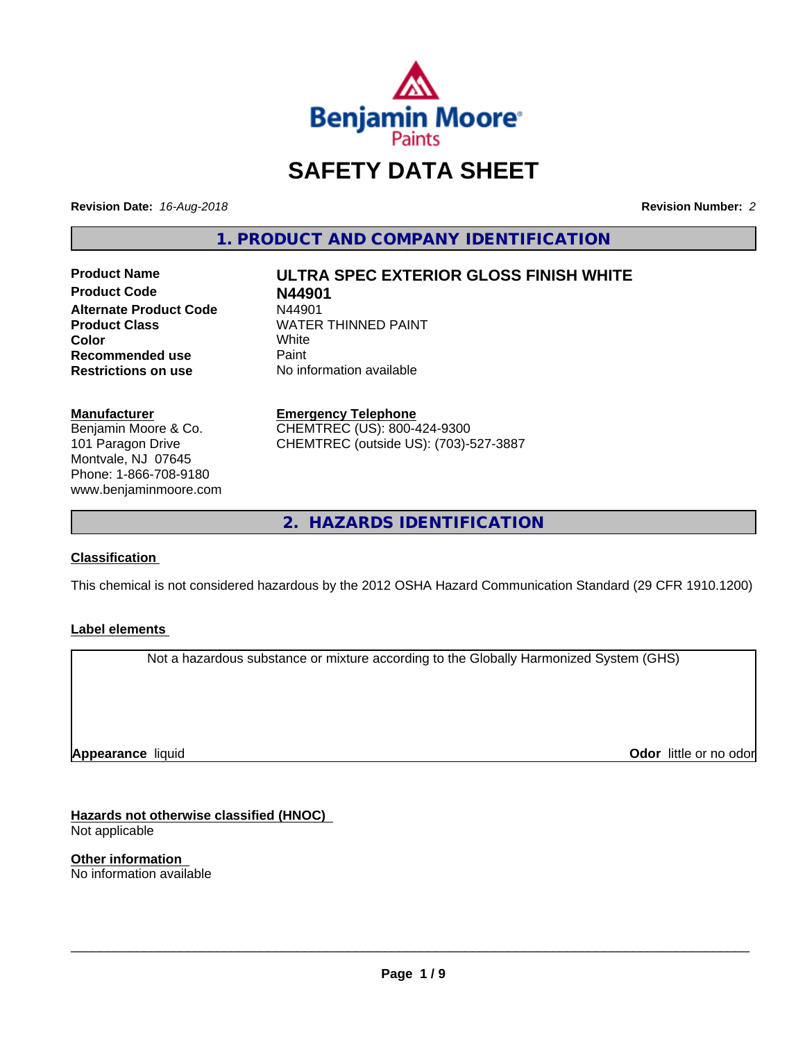Benjamin Moore Paints

# SAFETY DATA SHEET

**Revision Date:** *16-Aug-2018* **Revision Number:** *2*

## 1. PRODUCT AND COMPANY IDENTIFICATION

| | |
|---|---|
| **Product Name** | **ULTRA SPEC EXTERIOR GLOSS FINISH WHITE** |
| **Product Code** | **N44901** |
| **Alternate Product Code** | N44901 |
| **Product Class** | WATER THINNED PAINT |
| **Color** | White |
| **Recommended use** | Paint |
| **Restrictions on use** | No information available |

**Manufacturer**
Benjamin Moore & Co.
101 Paragon Drive
Montvale, NJ 07645
Phone: 1-866-708-9180
www.benjaminmoore.com

**Emergency Telephone**
CHEMTREC (US): 800-424-9300
CHEMTREC (outside US): (703)-527-3887

## 2. HAZARDS IDENTIFICATION

**Classification**

This chemical is not considered hazardous by the 2012 OSHA Hazard Communication Standard (29 CFR 1910.1200)

**Label elements**

Not a hazardous substance or mixture according to the Globally Harmonized System (GHS)

**Appearance** liquid **Odor** little or no odor

**Hazards not otherwise classified (HNOC)**
Not applicable

**Other information**
No information available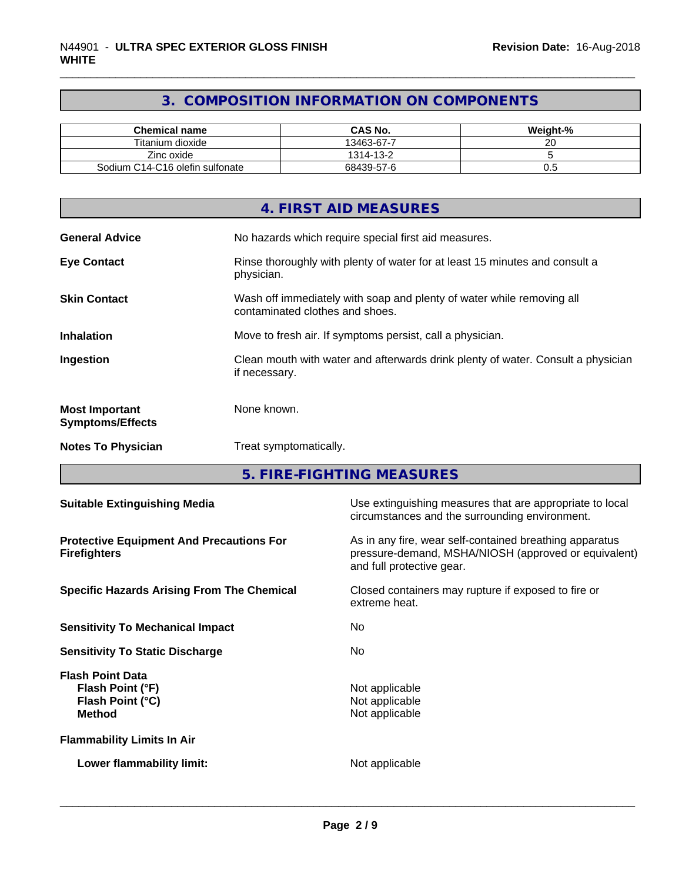## 3. COMPOSITION INFORMATION ON COMPONENTS

| Chemical name | CAS No. | Weight-% |
|---|---|---|
| Titanium dioxide | 13463-67-7 | 20 |
| Zinc oxide | 1314-13-2 | 5 |
| Sodium C14-C16 olefin sulfonate | 68439-57-6 | 0.5 |

## 4. FIRST AID MEASURES

**General Advice** No hazards which require special first aid measures.

**Eye Contact** Rinse thoroughly with plenty of water for at least 15 minutes and consult a physician.

**Skin Contact** Wash off immediately with soap and plenty of water while removing all contaminated clothes and shoes.

**Inhalation** Move to fresh air. If symptoms persist, call a physician.

**Ingestion** Clean mouth with water and afterwards drink plenty of water. Consult a physician if necessary.

**Most Important Symptoms/Effects** None known.

**Notes To Physician** Treat symptomatically.

## 5. FIRE-FIGHTING MEASURES

**Suitable Extinguishing Media** Use extinguishing measures that are appropriate to local circumstances and the surrounding environment.

**Protective Equipment And Precautions For Firefighters** As in any fire, wear self-contained breathing apparatus pressure-demand, MSHA/NIOSH (approved or equivalent) and full protective gear.

**Specific Hazards Arising From The Chemical** Closed containers may rupture if exposed to fire or extreme heat.

**Sensitivity To Mechanical Impact** No

**Sensitivity To Static Discharge** No

**Flash Point Data**
**Flash Point (°F)** Not applicable
**Flash Point (°C)** Not applicable
**Method** Not applicable

**Flammability Limits In Air**

**Lower flammability limit:** Not applicable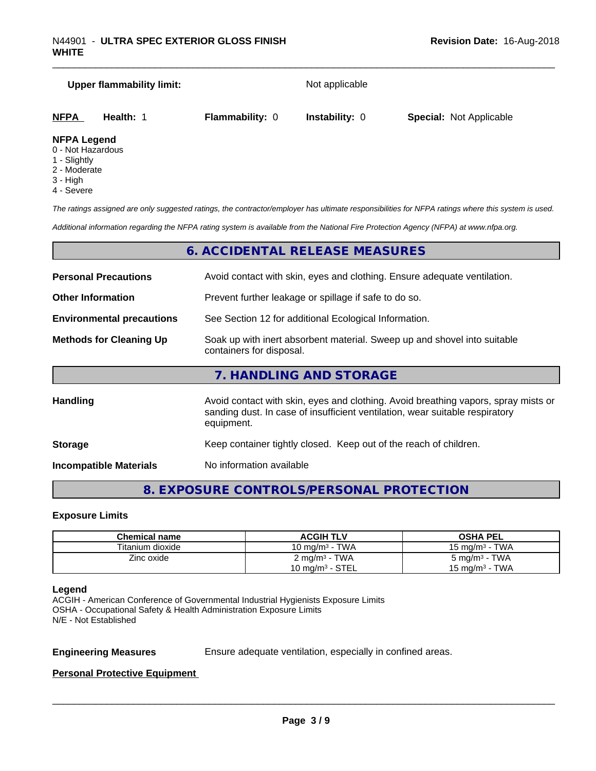**Upper flammability limit:** Not applicable

| **NFPA** | **Health:** 1 | **Flammability:** 0 | **Instability:** 0 | **Special:** Not Applicable |
|---|---|---|---|---|

**NFPA Legend**
- 0 - Not Hazardous
- 1 - Slightly
- 2 - Moderate
- 3 - High
- 4 - Severe

*The ratings assigned are only suggested ratings, the contractor/employer has ultimate responsibilities for NFPA ratings where this system is used.*

*Additional information regarding the NFPA rating system is available from the National Fire Protection Agency (NFPA) at www.nfpa.org.*

## 6. ACCIDENTAL RELEASE MEASURES

**Personal Precautions** Avoid contact with skin, eyes and clothing. Ensure adequate ventilation.

**Other Information** Prevent further leakage or spillage if safe to do so.

**Environmental precautions** See Section 12 for additional Ecological Information.

**Methods for Cleaning Up** Soak up with inert absorbent material. Sweep up and shovel into suitable containers for disposal.

## 7. HANDLING AND STORAGE

**Handling** Avoid contact with skin, eyes and clothing. Avoid breathing vapors, spray mists or sanding dust. In case of insufficient ventilation, wear suitable respiratory equipment.

**Storage** Keep container tightly closed. Keep out of the reach of children.

**Incompatible Materials** No information available

## 8. EXPOSURE CONTROLS/PERSONAL PROTECTION

### Exposure Limits

| Chemical name | ACGIH TLV | OSHA PEL |
|---|---|---|
| Titanium dioxide | 10 mg/m³ - TWA | 15 mg/m³ - TWA |
| Zinc oxide | 2 mg/m³ - TWA<br>10 mg/m³ - STEL | 5 mg/m³ - TWA<br>15 mg/m³ - TWA |

**Legend**
ACGIH - American Conference of Governmental Industrial Hygienists Exposure Limits
OSHA - Occupational Safety & Health Administration Exposure Limits
N/E - Not Established

**Engineering Measures** Ensure adequate ventilation, especially in confined areas.

**Personal Protective Equipment**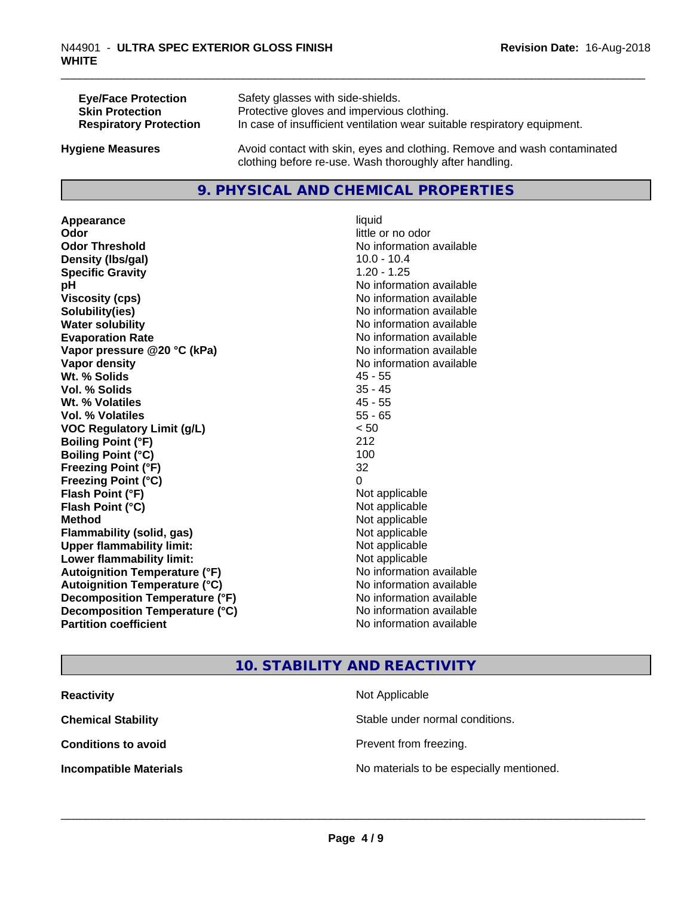| | |
|---|---|
| **Eye/Face Protection** | Safety glasses with side-shields. |
| **Skin Protection** | Protective gloves and impervious clothing. |
| **Respiratory Protection** | In case of insufficient ventilation wear suitable respiratory equipment. |
| **Hygiene Measures** | Avoid contact with skin, eyes and clothing. Remove and wash contaminated clothing before re-use. Wash thoroughly after handling. |

## 9. PHYSICAL AND CHEMICAL PROPERTIES

| | |
|---|---|
| **Appearance** | liquid |
| **Odor** | little or no odor |
| **Odor Threshold** | No information available |
| **Density (lbs/gal)** | 10.0 - 10.4 |
| **Specific Gravity** | 1.20 - 1.25 |
| **pH** | No information available |
| **Viscosity (cps)** | No information available |
| **Solubility(ies)** | No information available |
| **Water solubility** | No information available |
| **Evaporation Rate** | No information available |
| **Vapor pressure @20 °C (kPa)** | No information available |
| **Vapor density** | No information available |
| **Wt. % Solids** | 45 - 55 |
| **Vol. % Solids** | 35 - 45 |
| **Wt. % Volatiles** | 45 - 55 |
| **Vol. % Volatiles** | 55 - 65 |
| **VOC Regulatory Limit (g/L)** | < 50 |
| **Boiling Point (°F)** | 212 |
| **Boiling Point (°C)** | 100 |
| **Freezing Point (°F)** | 32 |
| **Freezing Point (°C)** | 0 |
| **Flash Point (°F)** | Not applicable |
| **Flash Point (°C)** | Not applicable |
| **Method** | Not applicable |
| **Flammability (solid, gas)** | Not applicable |
| **Upper flammability limit:** | Not applicable |
| **Lower flammability limit:** | Not applicable |
| **Autoignition Temperature (°F)** | No information available |
| **Autoignition Temperature (°C)** | No information available |
| **Decomposition Temperature (°F)** | No information available |
| **Decomposition Temperature (°C)** | No information available |
| **Partition coefficient** | No information available |

## 10. STABILITY AND REACTIVITY

| | |
|---|---|
| **Reactivity** | Not Applicable |
| **Chemical Stability** | Stable under normal conditions. |
| **Conditions to avoid** | Prevent from freezing. |
| **Incompatible Materials** | No materials to be especially mentioned. |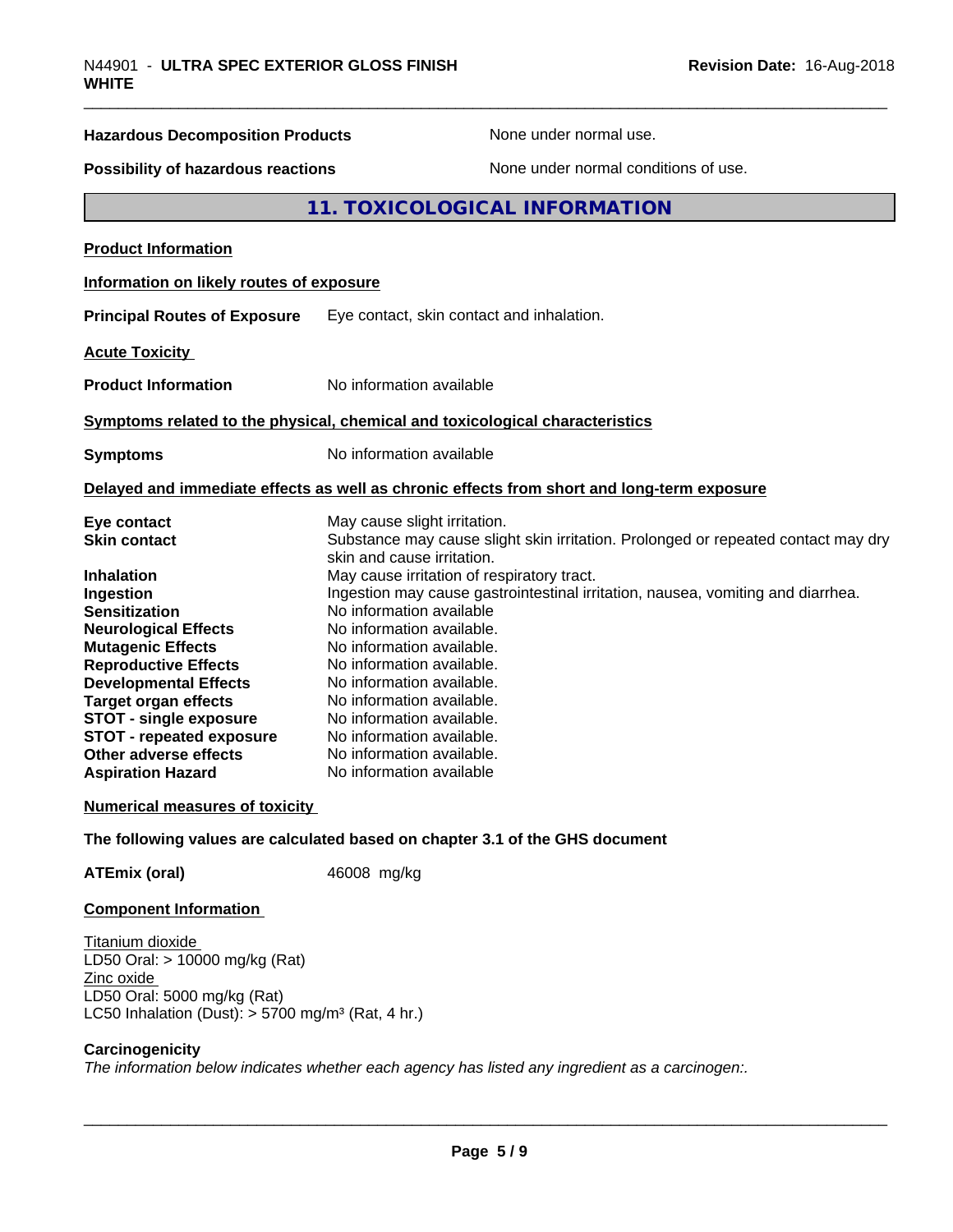**Hazardous Decomposition Products** None under normal use.

**Possibility of hazardous reactions** None under normal conditions of use.

## 11. TOXICOLOGICAL INFORMATION

**Product Information**

**Information on likely routes of exposure**

**Principal Routes of Exposure** Eye contact, skin contact and inhalation.

**Acute Toxicity**

**Product Information** No information available

**Symptoms related to the physical, chemical and toxicological characteristics**

**Symptoms** No information available

**Delayed and immediate effects as well as chronic effects from short and long-term exposure**

| | |
|---|---|
| **Eye contact** | May cause slight irritation. |
| **Skin contact** | Substance may cause slight skin irritation. Prolonged or repeated contact may dry skin and cause irritation. |
| **Inhalation** | May cause irritation of respiratory tract. |
| **Ingestion** | Ingestion may cause gastrointestinal irritation, nausea, vomiting and diarrhea. |
| **Sensitization** | No information available |
| **Neurological Effects** | No information available. |
| **Mutagenic Effects** | No information available. |
| **Reproductive Effects** | No information available. |
| **Developmental Effects** | No information available. |
| **Target organ effects** | No information available. |
| **STOT - single exposure** | No information available. |
| **STOT - repeated exposure** | No information available. |
| **Other adverse effects** | No information available. |
| **Aspiration Hazard** | No information available |

**Numerical measures of toxicity**

**The following values are calculated based on chapter 3.1 of the GHS document**

**ATEmix (oral)** 46008 mg/kg

**Component Information**

Titanium dioxide
LD50 Oral: > 10000 mg/kg (Rat)
Zinc oxide
LD50 Oral: 5000 mg/kg (Rat)
LC50 Inhalation (Dust): > 5700 mg/m³ (Rat, 4 hr.)

**Carcinogenicity**

*The information below indicates whether each agency has listed any ingredient as a carcinogen:.*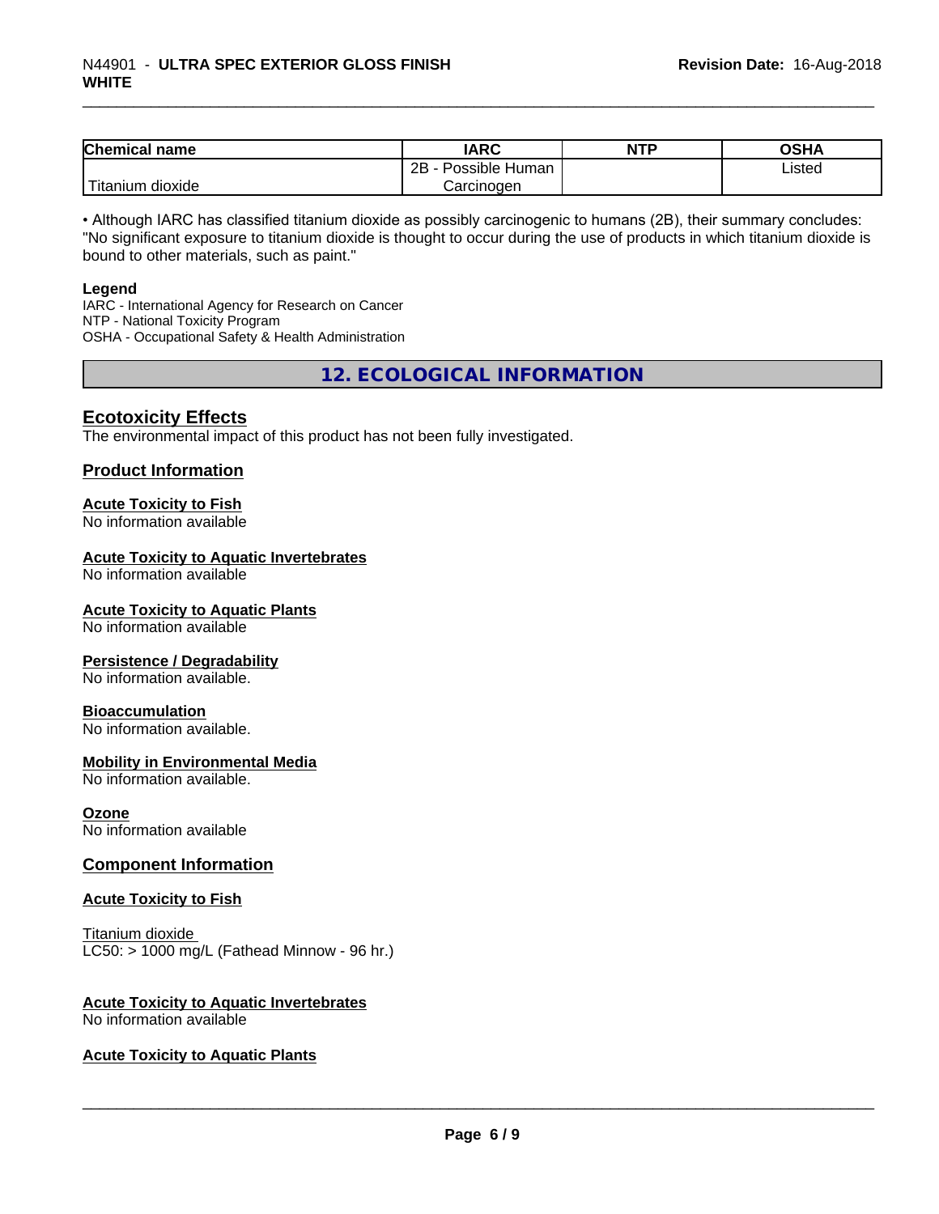| Chemical name | IARC | NTP | OSHA |
| --- | --- | --- | --- |
| Titanium dioxide | 2B - Possible Human Carcinogen | | Listed |

• Although IARC has classified titanium dioxide as possibly carcinogenic to humans (2B), their summary concludes: "No significant exposure to titanium dioxide is thought to occur during the use of products in which titanium dioxide is bound to other materials, such as paint."

**Legend**
IARC - International Agency for Research on Cancer
NTP - National Toxicity Program
OSHA - Occupational Safety & Health Administration

## 12. ECOLOGICAL INFORMATION

### Ecotoxicity Effects

The environmental impact of this product has not been fully investigated.

### Product Information

**Acute Toxicity to Fish**
No information available

**Acute Toxicity to Aquatic Invertebrates**
No information available

**Acute Toxicity to Aquatic Plants**
No information available

**Persistence / Degradability**
No information available.

**Bioaccumulation**
No information available.

**Mobility in Environmental Media**
No information available.

**Ozone**
No information available

### Component Information

**Acute Toxicity to Fish**

Titanium dioxide
LC50: > 1000 mg/L (Fathead Minnow - 96 hr.)

**Acute Toxicity to Aquatic Invertebrates**
No information available

**Acute Toxicity to Aquatic Plants**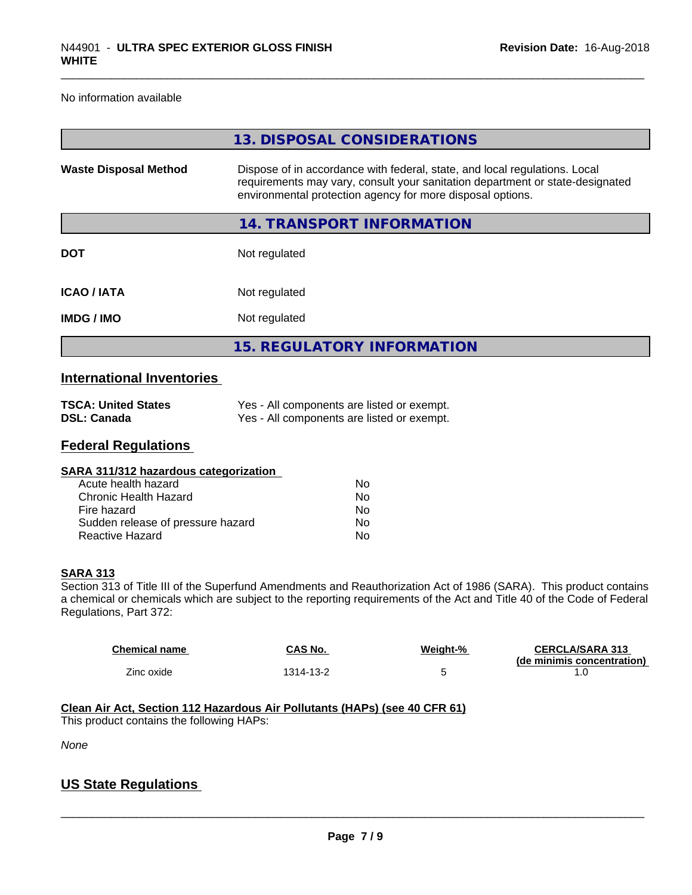No information available

## 13. DISPOSAL CONSIDERATIONS

**Waste Disposal Method** — Dispose of in accordance with federal, state, and local regulations. Local requirements may vary, consult your sanitation department or state-designated environmental protection agency for more disposal options.

## 14. TRANSPORT INFORMATION

| | |
|---|---|
| **DOT** | Not regulated |
| **ICAO / IATA** | Not regulated |
| **IMDG / IMO** | Not regulated |

## 15. REGULATORY INFORMATION

### International Inventories

| | |
|---|---|
| **TSCA: United States** | Yes - All components are listed or exempt. |
| **DSL: Canada** | Yes - All components are listed or exempt. |

### Federal Regulations

**SARA 311/312 hazardous categorization**

| | |
|---|---|
| Acute health hazard | No |
| Chronic Health Hazard | No |
| Fire hazard | No |
| Sudden release of pressure hazard | No |
| Reactive Hazard | No |

**SARA 313**

Section 313 of Title III of the Superfund Amendments and Reauthorization Act of 1986 (SARA). This product contains a chemical or chemicals which are subject to the reporting requirements of the Act and Title 40 of the Code of Federal Regulations, Part 372:

| Chemical name | CAS No. | Weight-% | CERCLA/SARA 313 (de minimis concentration) |
|---|---|---|---|
| Zinc oxide | 1314-13-2 | 5 | 1.0 |

**Clean Air Act, Section 112 Hazardous Air Pollutants (HAPs) (see 40 CFR 61)**

This product contains the following HAPs:

*None*

### US State Regulations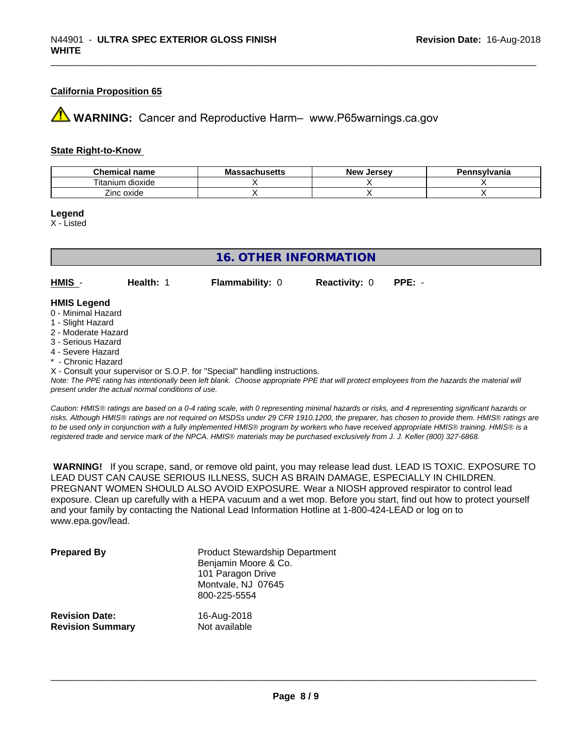#### California Proposition 65

⚠ **WARNING:** Cancer and Reproductive Harm– www.P65warnings.ca.gov

#### State Right-to-Know

| Chemical name | Massachusetts | New Jersey | Pennsylvania |
|---|---|---|---|
| Titanium dioxide | X | X | X |
| Zinc oxide | X | X | X |

**Legend**
X - Listed

## 16. OTHER INFORMATION

**HMIS** - **Health:** 1 **Flammability:** 0 **Reactivity:** 0 **PPE:** -

**HMIS Legend**
0 - Minimal Hazard
1 - Slight Hazard
2 - Moderate Hazard
3 - Serious Hazard
4 - Severe Hazard
* - Chronic Hazard
X - Consult your supervisor or S.O.P. for "Special" handling instructions.

*Note: The PPE rating has intentionally been left blank. Choose appropriate PPE that will protect employees from the hazards the material will present under the actual normal conditions of use.*

*Caution: HMIS® ratings are based on a 0-4 rating scale, with 0 representing minimal hazards or risks, and 4 representing significant hazards or risks. Although HMIS® ratings are not required on MSDSs under 29 CFR 1910.1200, the preparer, has chosen to provide them. HMIS® ratings are to be used only in conjunction with a fully implemented HMIS® program by workers who have received appropriate HMIS® training. HMIS® is a registered trade and service mark of the NPCA. HMIS® materials may be purchased exclusively from J. J. Keller (800) 327-6868.*

**WARNING!** If you scrape, sand, or remove old paint, you may release lead dust. LEAD IS TOXIC. EXPOSURE TO LEAD DUST CAN CAUSE SERIOUS ILLNESS, SUCH AS BRAIN DAMAGE, ESPECIALLY IN CHILDREN. PREGNANT WOMEN SHOULD ALSO AVOID EXPOSURE. Wear a NIOSH approved respirator to control lead exposure. Clean up carefully with a HEPA vacuum and a wet mop. Before you start, find out how to protect yourself and your family by contacting the National Lead Information Hotline at 1-800-424-LEAD or log on to www.epa.gov/lead.

**Prepared By**
Product Stewardship Department
Benjamin Moore & Co.
101 Paragon Drive
Montvale, NJ 07645
800-225-5554

**Revision Date:** 16-Aug-2018
**Revision Summary** Not available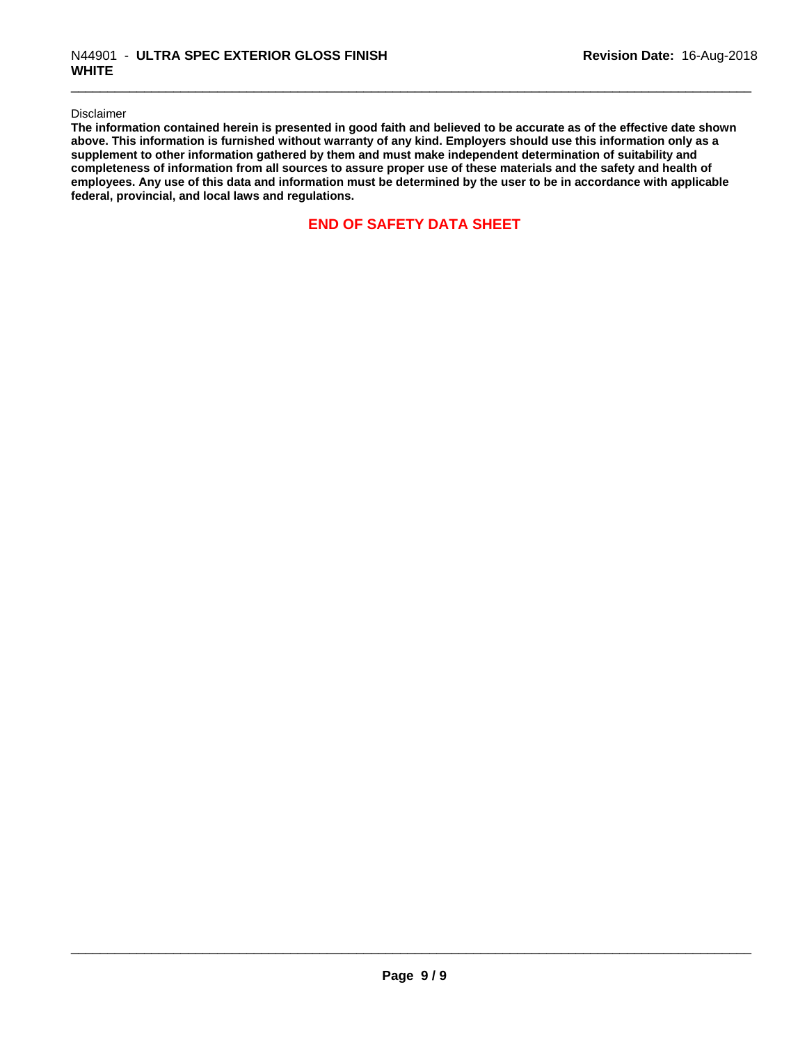Disclaimer

**The information contained herein is presented in good faith and believed to be accurate as of the effective date shown above. This information is furnished without warranty of any kind. Employers should use this information only as a supplement to other information gathered by them and must make independent determination of suitability and completeness of information from all sources to assure proper use of these materials and the safety and health of employees. Any use of this data and information must be determined by the user to be in accordance with applicable federal, provincial, and local laws and regulations.**

**END OF SAFETY DATA SHEET**